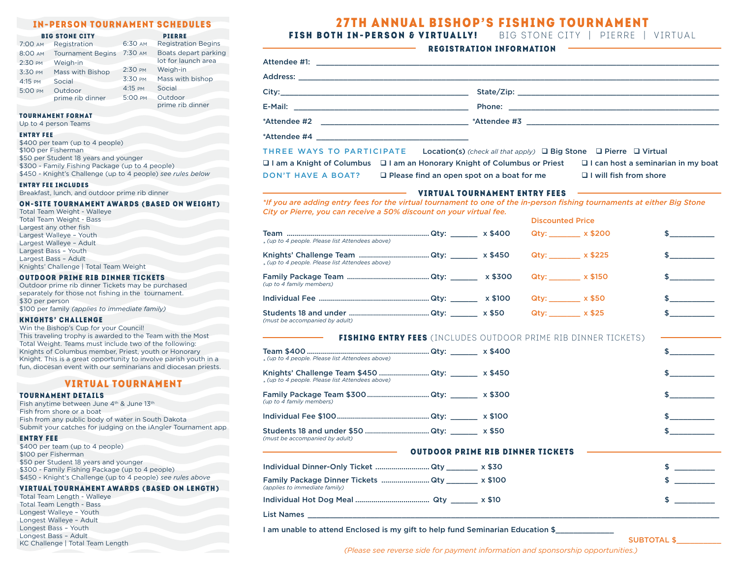## IN-PERSON TOURNAMENT SCHEDULES

| BIG STONE CITY | | PIERRE | |
|---|---|---|---|
| 7:00 AM | Registration | 6:30 AM | Registration Begins |
| 8:00 AM | Tournament Begins | 7:30 AM | Boats depart parking lot for launch area |
| 2:30 PM | Weigh-in | 2:30 PM | Weigh-in |
| 3:30 PM | Mass with Bishop | 3:30 PM | Mass with bishop |
| 4:15 PM | Social | 4:15 PM | Social |
| 5:00 PM | Outdoor prime rib dinner | 5:00 PM | Outdoor prime rib dinner |

### TOURNAMENT FORMAT

Up to 4 person Teams

### ENTRY FEE

$400 per team (up to 4 people)
$100 per Fisherman
$50 per Student 18 years and younger
$300 - Family Fishing Package (up to 4 people)
$450 - Knight's Challenge (up to 4 people) *see rules below*

### ENTRY FEE INCLUDES

Breakfast, lunch, and outdoor prime rib dinner

### ON-SITE TOURNAMENT AWARDS (BASED ON WEIGHT)

Total Team Weight - Walleye
Total Team Weight - Bass
Largest any other fish
Largest Walleye – Youth
Largest Walleye – Adult
Largest Bass – Youth
Largest Bass – Adult
Knights' Challenge | Total Team Weight

### OUTDOOR PRIME RIB DINNER TICKETS

Outdoor prime rib dinner Tickets may be purchased separately for those not fishing in the tournament.
$30 per person
$100 per family *(applies to immediate family)*

### KNIGHTS' CHALLENGE

Win the Bishop's Cup for your Council!
This traveling trophy is awarded to the Team with the Most Total Weight. Teams must include two of the following: Knights of Columbus member, Priest, youth or Honorary Knight. This is a great opportunity to involve parish youth in a fun, diocesan event with our seminarians and diocesan priests.

## VIRTUAL TOURNAMENT

### TOURNAMENT DETAILS

Fish anytime between June 4th & June 13th
Fish from shore or a boat
Fish from any public body of water in South Dakota
Submit your catches for judging on the iAngler Tournament app

### ENTRY FEE

$400 per team (up to 4 people)
$100 per Fisherman
$50 per Student 18 years and younger
$300 - Family Fishing Package (up to 4 people)
$450 - Knight's Challenge (up to 4 people) *see rules above*

### VIRTUAL TOURNAMENT AWARDS (BASED ON LENGTH)

Total Team Length - Walleye
Total Team Length - Bass
Longest Walleye – Youth
Longest Walleye – Adult
Longest Bass – Youth
Longest Bass – Adult
KC Challenge | Total Team Length

# 27TH ANNUAL BISHOP'S FISHING TOURNAMENT

**FISH BOTH IN-PERSON & VIRTUALLY!** BIG STONE CITY | PIERRE | VIRTUAL

## REGISTRATION INFORMATION

Attendee #1: ______________________________

Address: ______________________________

City: ____________________ State/Zip: ____________________

E-Mail: ____________________ Phone: ____________________

*Attendee #2 ____________________ *Attendee #3 ____________________

*Attendee #4 ____________________

THREE WAYS TO PARTICIPATE Location(s) *(check all that apply)* ❑ Big Stone ❑ Pierre ❑ Virtual

❑ I am a Knight of Columbus ❑ I am an Honorary Knight of Columbus or Priest ❑ I can host a seminarian in my boat

DON'T HAVE A BOAT? ❑ Please find an open spot on a boat for me ❑ I will fish from shore

## VIRTUAL TOURNAMENT ENTRY FEES

*\*If you are adding entry fees for the virtual tournament to one of the in-person fishing tournaments at either Big Stone City or Pierre, you can receive a 50% discount on your virtual fee.*

| | | | Discounted Price | |
|---|---|---|---|---|
| Team *(up to 4 people. Please list Attendees above)* | Qty: ______ | x $400 | Qty: ______ x $200 | $________ |
| Knights' Challenge Team *(up to 4 people. Please list Attendees above)* | Qty: ______ | x $450 | Qty: ______ x $225 | $________ |
| Family Package Team *(up to 4 family members)* | Qty: ______ | x $300 | Qty: ______ x $150 | $________ |
| Individual Fee | Qty: ______ | x $100 | Qty: ______ x $50 | $________ |
| Students 18 and under *(must be accompanied by adult)* | Qty: ______ | x $50 | Qty: ______ x $25 | $________ |

## FISHING ENTRY FEES (INCLUDES OUTDOOR PRIME RIB DINNER TICKETS)

| | | | |
|---|---|---|---|
| Team $400 *(up to 4 people. Please list Attendees above)* | Qty: ______ | x $400 | $________ |
| Knights' Challenge Team $450 *(up to 4 people. Please list Attendees above)* | Qty: ______ | x $450 | $________ |
| Family Package Team $300 *(up to 4 family members)* | Qty: ______ | x $300 | $________ |
| Individual Fee $100 | Qty: ______ | x $100 | $________ |
| Students 18 and under $50 *(must be accompanied by adult)* | Qty: ______ | x $50 | $________ |

## OUTDOOR PRIME RIB DINNER TICKETS

| | | | |
|---|---|---|---|
| Individual Dinner-Only Ticket | Qty ______ | x $30 | $ ________ |
| Family Package Dinner Tickets *(applies to immediate family)* | Qty ______ | x $100 | $ ________ |
| Individual Hot Dog Meal | Qty ______ | x $10 | $ ________ |

List Names ______________________________

I am unable to attend Enclosed is my gift to help fund Seminarian Education $____________

SUBTOTAL $__________

*(Please see reverse side for payment information and sponsorship opportunities.)*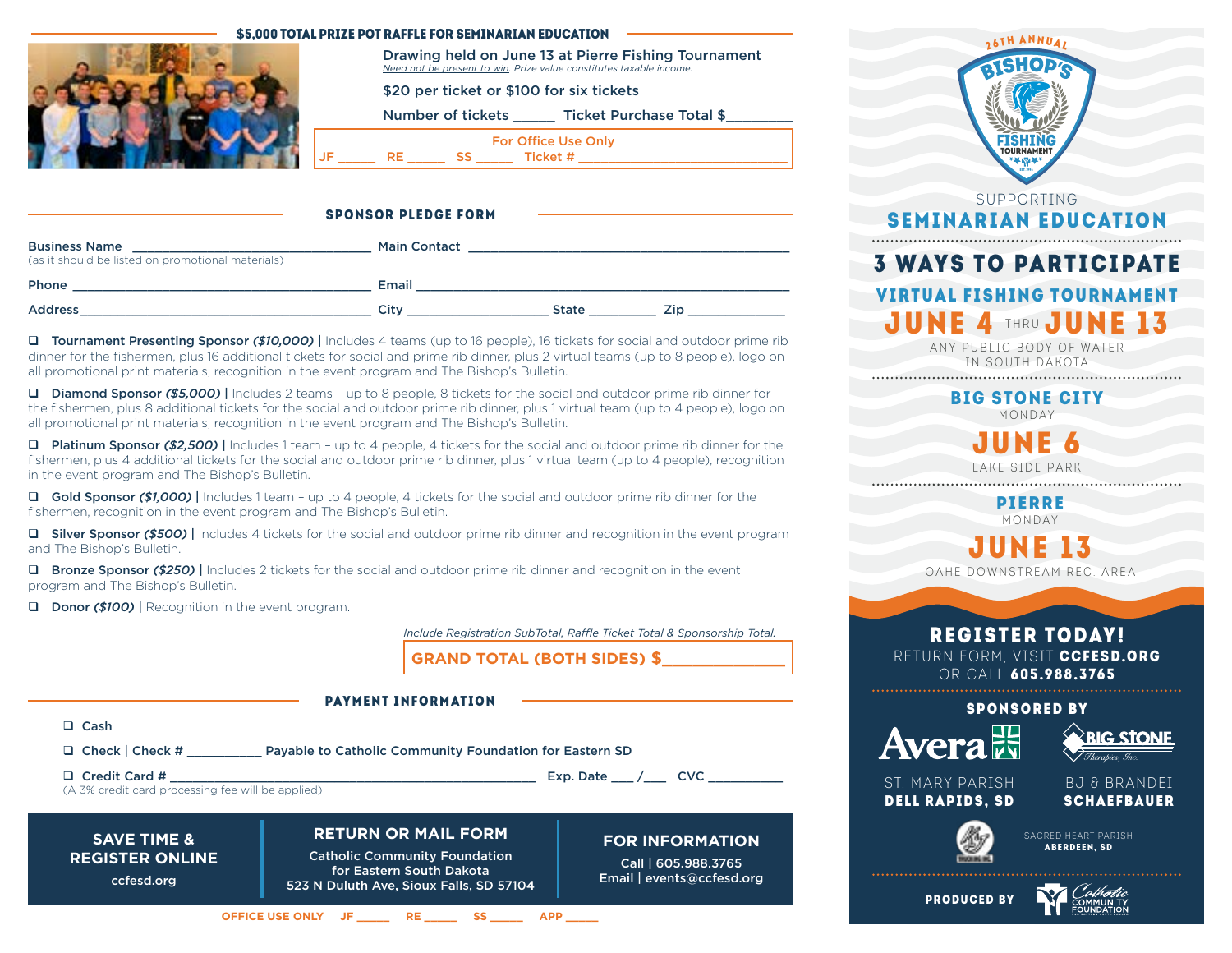## $5,000 TOTAL PRIZE POT RAFFLE FOR SEMINARIAN EDUCATION

Drawing held on June 13 at Pierre Fishing Tournament
*Need not be present to win. Prize value constitutes taxable income.*

$20 per ticket or $100 for six tickets

Number of tickets _____ Ticket Purchase Total $________

For Office Use Only
JF _____ RE _____ SS _____ Ticket # ___________________________

## SPONSOR PLEDGE FORM

Business Name ________________________________ Main Contact ____________________________________________
(as it should be listed on promotional materials)

Phone ________________________________________ Email ____________________________________________________

Address________________________________________ City ___________________ State _________ Zip _____________

❑ **Tournament Presenting Sponsor *($10,000)*** | Includes 4 teams (up to 16 people), 16 tickets for social and outdoor prime rib dinner for the fishermen, plus 16 additional tickets for social and prime rib dinner, plus 2 virtual teams (up to 8 people), logo on all promotional print materials, recognition in the event program and The Bishop's Bulletin.

❑ **Diamond Sponsor *($5,000)*** | Includes 2 teams – up to 8 people, 8 tickets for the social and outdoor prime rib dinner for the fishermen, plus 8 additional tickets for the social and outdoor prime rib dinner, plus 1 virtual team (up to 4 people), logo on all promotional print materials, recognition in the event program and The Bishop's Bulletin.

❑ **Platinum Sponsor *($2,500)*** | Includes 1 team – up to 4 people, 4 tickets for the social and outdoor prime rib dinner for the fishermen, plus 4 additional tickets for the social and outdoor prime rib dinner, plus 1 virtual team (up to 4 people), recognition in the event program and The Bishop's Bulletin.

❑ **Gold Sponsor *($1,000)*** | Includes 1 team – up to 4 people, 4 tickets for the social and outdoor prime rib dinner for the fishermen, recognition in the event program and The Bishop's Bulletin.

❑ **Silver Sponsor *($500)*** | Includes 4 tickets for the social and outdoor prime rib dinner and recognition in the event program and The Bishop's Bulletin.

❑ **Bronze Sponsor *($250)*** | Includes 2 tickets for the social and outdoor prime rib dinner and recognition in the event program and The Bishop's Bulletin.

❑ **Donor *($100)*** | Recognition in the event program.

*Include Registration SubTotal, Raffle Ticket Total & Sponsorship Total.*

**GRAND TOTAL (BOTH SIDES) $_____________**

## PAYMENT INFORMATION

❑ Cash

❑ Check | Check # __________ Payable to Catholic Community Foundation for Eastern SD

❑ Credit Card # ____________________________________________ Exp. Date ___ /___ CVC __________
(A 3% credit card processing fee will be applied)

**SAVE TIME & REGISTER ONLINE**
ccfesd.org

**RETURN OR MAIL FORM**
Catholic Community Foundation for Eastern South Dakota
523 N Duluth Ave, Sioux Falls, SD 57104

**FOR INFORMATION**
Call | 605.988.3765
Email | events@ccfesd.org

OFFICE USE ONLY JF _____ RE _____ SS _____ APP _____

26TH ANNUAL BISHOP'S FISHING TOURNAMENT

SUPPORTING
## SEMINARIAN EDUCATION

## 3 WAYS TO PARTICIPATE

### VIRTUAL FISHING TOURNAMENT
**JUNE 4** THRU **JUNE 13**
ANY PUBLIC BODY OF WATER IN SOUTH DAKOTA

### BIG STONE CITY
MONDAY
**JUNE 6**
LAKE SIDE PARK

### PIERRE
MONDAY
**JUNE 13**
OAHE DOWNSTREAM REC. AREA

## REGISTER TODAY!
RETURN FORM, VISIT **CCFESD.ORG**
OR CALL **605.988.3765**

**SPONSORED BY**

Avera

BIG STONE Therapies, Inc.

ST. MARY PARISH
**DELL RAPIDS, SD**

BJ & BRANDEI
**SCHAEFBAUER**

SACRED HEART PARISH
**ABERDEEN, SD**

**PRODUCED BY** Catholic Community Foundation